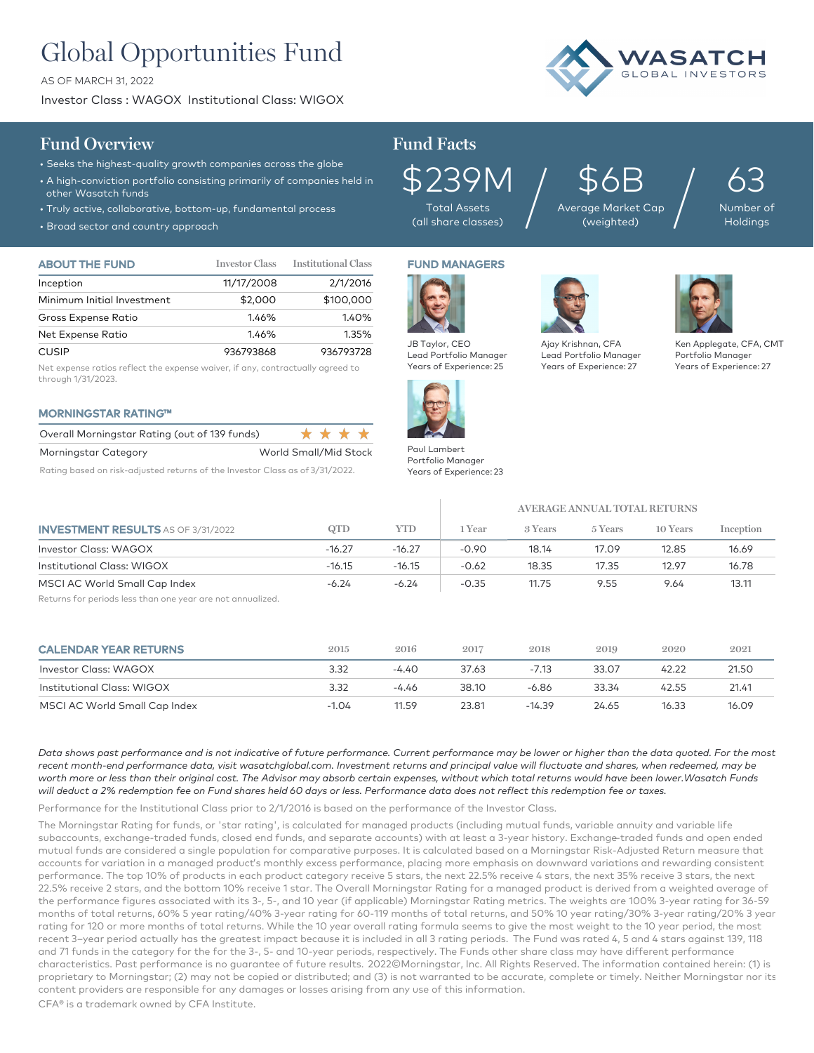# Global Opportunities Fund

AS OF MARCH 31, 2022

Investor Class : WAGOX  Institutional Class: WIGOX

WASATCH GLOBAL INVESTORS

## Fund Overview

- Seeks the highest-quality growth companies across the globe
- A high-conviction portfolio consisting primarily of companies held in other Wasatch funds
- Truly active, collaborative, bottom-up, fundamental process
- Broad sector and country approach

## Fund Facts

| $239M | $6B | 63 |
|---|---|---|
| Total Assets (all share classes) | Average Market Cap (weighted) | Number of Holdings |

### ABOUT THE FUND

| | Investor Class | Institutional Class |
|---|---|---|
| Inception | 11/17/2008 | 2/1/2016 |
| Minimum Initial Investment | $2,000 | $100,000 |
| Gross Expense Ratio | 1.46% | 1.40% |
| Net Expense Ratio | 1.46% | 1.35% |
| CUSIP | 936793868 | 936793728 |

Net expense ratios reflect the expense waiver, if any, contractually agreed to through 1/31/2023.

### MORNINGSTAR RATING™

| | |
|---|---|
| Overall Morningstar Rating (out of 139 funds) | ★★★★ |
| Morningstar Category | World Small/Mid Stock |

Rating based on risk-adjusted returns of the Investor Class as of 3/31/2022.

### FUND MANAGERS

JB Taylor, CEO
Lead Portfolio Manager
Years of Experience: 25

Ajay Krishnan, CFA
Lead Portfolio Manager
Years of Experience: 27

Ken Applegate, CFA, CMT
Portfolio Manager
Years of Experience: 27

Paul Lambert
Portfolio Manager
Years of Experience: 23

### INVESTMENT RESULTS AS OF 3/31/2022

| | | | AVERAGE ANNUAL TOTAL RETURNS | | | | |
|---|---|---|---|---|---|---|---|
| | QTD | YTD | 1 Year | 3 Years | 5 Years | 10 Years | Inception |
| Investor Class: WAGOX | -16.27 | -16.27 | -0.90 | 18.14 | 17.09 | 12.85 | 16.69 |
| Institutional Class: WIGOX | -16.15 | -16.15 | -0.62 | 18.35 | 17.35 | 12.97 | 16.78 |
| MSCI AC World Small Cap Index | -6.24 | -6.24 | -0.35 | 11.75 | 9.55 | 9.64 | 13.11 |

Returns for periods less than one year are not annualized.

### CALENDAR YEAR RETURNS

| | 2015 | 2016 | 2017 | 2018 | 2019 | 2020 | 2021 |
|---|---|---|---|---|---|---|---|
| Investor Class: WAGOX | 3.32 | -4.40 | 37.63 | -7.13 | 33.07 | 42.22 | 21.50 |
| Institutional Class: WIGOX | 3.32 | -4.46 | 38.10 | -6.86 | 33.34 | 42.55 | 21.41 |
| MSCI AC World Small Cap Index | -1.04 | 11.59 | 23.81 | -14.39 | 24.65 | 16.33 | 16.09 |

*Data shows past performance and is not indicative of future performance. Current performance may be lower or higher than the data quoted. For the most recent month-end performance data, visit wasatchglobal.com. Investment returns and principal value will fluctuate and shares, when redeemed, may be worth more or less than their original cost. The Advisor may absorb certain expenses, without which total returns would have been lower.Wasatch Funds will deduct a 2% redemption fee on Fund shares held 60 days or less. Performance data does not reflect this redemption fee or taxes.*

Performance for the Institutional Class prior to 2/1/2016 is based on the performance of the Investor Class.

The Morningstar Rating for funds, or 'star rating', is calculated for managed products (including mutual funds, variable annuity and variable life subaccounts, exchange-traded funds, closed end funds, and separate accounts) with at least a 3-year history. Exchange-traded funds and open ended mutual funds are considered a single population for comparative purposes. It is calculated based on a Morningstar Risk-Adjusted Return measure that accounts for variation in a managed product's monthly excess performance, placing more emphasis on downward variations and rewarding consistent performance. The top 10% of products in each product category receive 5 stars, the next 22.5% receive 4 stars, the next 35% receive 3 stars, the next 22.5% receive 2 stars, and the bottom 10% receive 1 star. The Overall Morningstar Rating for a managed product is derived from a weighted average of the performance figures associated with its 3-, 5-, and 10 year (if applicable) Morningstar Rating metrics. The weights are 100% 3-year rating for 36-59 months of total returns, 60% 5 year rating/40% 3-year rating for 60-119 months of total returns, and 50% 10 year rating/30% 3-year rating/20% 3 year rating for 120 or more months of total returns. While the 10 year overall rating formula seems to give the most weight to the 10 year period, the most recent 3–year period actually has the greatest impact because it is included in all 3 rating periods. The Fund was rated 4, 5 and 4 stars against 139, 118 and 71 funds in the category for the for the 3-, 5- and 10-year periods, respectively. The Funds other share class may have different performance characteristics. Past performance is no guarantee of future results. 2022©Morningstar, Inc. All Rights Reserved. The information contained herein: (1) is proprietary to Morningstar; (2) may not be copied or distributed; and (3) is not warranted to be accurate, complete or timely. Neither Morningstar nor its content providers are responsible for any damages or losses arising from any use of this information.

CFA® is a trademark owned by CFA Institute.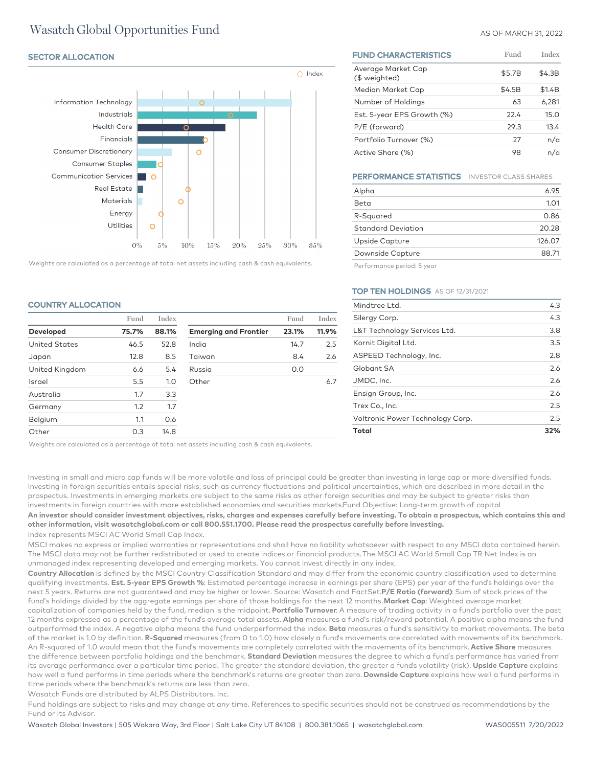# Wasatch Global Opportunities Fund

AS OF MARCH 31, 2022

## SECTOR ALLOCATION

Index

Information Technology
Industrials
Health Care
Financials
Consumer Discretionary
Consumer Staples
Communication Services
Real Estate
Materials
Energy
Utilities

0% 5% 10% 15% 20% 25% 30% 35%

Weights are calculated as a percentage of total net assets including cash & cash equivalents.

## FUND CHARACTERISTICS

| FUND CHARACTERISTICS | Fund | Index |
|---|---|---|
| Average Market Cap ($ weighted) | $5.7B | $4.3B |
| Median Market Cap | $4.5B | $1.4B |
| Number of Holdings | 63 | 6,281 |
| Est. 5-year EPS Growth (%) | 22.4 | 15.0 |
| P/E (forward) | 29.3 | 13.4 |
| Portfolio Turnover (%) | 27 | n/a |
| Active Share (%) | 98 | n/a |

## PERFORMANCE STATISTICS INVESTOR CLASS SHARES

| | |
|---|---|
| Alpha | 6.95 |
| Beta | 1.01 |
| R-Squared | 0.86 |
| Standard Deviation | 20.28 |
| Upside Capture | 126.07 |
| Downside Capture | 88.71 |

Performance period: 5 year

## COUNTRY ALLOCATION

| | Fund | Index | | Fund | Index |
|---|---|---|---|---|---|
| **Developed** | **75.7%** | **88.1%** | **Emerging and Frontier** | **23.1%** | **11.9%** |
| United States | 46.5 | 52.8 | India | 14.7 | 2.5 |
| Japan | 12.8 | 8.5 | Taiwan | 8.4 | 2.6 |
| United Kingdom | 6.6 | 5.4 | Russia | 0.0 | |
| Israel | 5.5 | 1.0 | Other | | 6.7 |
| Australia | 1.7 | 3.3 | | | |
| Germany | 1.2 | 1.7 | | | |
| Belgium | 1.1 | 0.6 | | | |
| Other | 0.3 | 14.8 | | | |

Weights are calculated as a percentage of total net assets including cash & cash equivalents.

## TOP TEN HOLDINGS AS OF 12/31/2021

| | |
|---|---|
| Mindtree Ltd. | 4.3 |
| Silergy Corp. | 4.3 |
| L&T Technology Services Ltd. | 3.8 |
| Kornit Digital Ltd. | 3.5 |
| ASPEED Technology, Inc. | 2.8 |
| Globant SA | 2.6 |
| JMDC, Inc. | 2.6 |
| Ensign Group, Inc. | 2.6 |
| Trex Co., Inc. | 2.5 |
| Voltronic Power Technology Corp. | 2.5 |
| **Total** | **32%** |

Investing in small and micro cap funds will be more volatile and loss of principal could be greater than investing in large cap or more diversified funds. Investing in foreign securities entails special risks, such as currency fluctuations and political uncertainties, which are described in more detail in the prospectus. Investments in emerging markets are subject to the same risks as other foreign securities and may be subject to greater risks than investments in foreign countries with more established economies and securities markets.Fund Objective: Long-term growth of capital

**An investor should consider investment objectives, risks, charges and expenses carefully before investing. To obtain a prospectus, which contains this and other information, visit wasatchglobal.com or call 800.551.1700. Please read the prospectus carefully before investing.**

Index represents MSCI AC World Small Cap Index.

MSCI makes no express or implied warranties or representations and shall have no liability whatsoever with respect to any MSCI data contained herein. The MSCI data may not be further redistributed or used to create indices or financial products. The MSCI AC World Small Cap TR Net Index is an unmanaged index representing developed and emerging markets. You cannot invest directly in any index.

**Country Allocation** is defined by the MSCI Country Classification Standard and may differ from the economic country classification used to determine qualifying investments. **Est. 5-year EPS Growth %**: Estimated percentage increase in earnings per share (EPS) per year of the fund's holdings over the next 5 years. Returns are not guaranteed and may be higher or lower. Source: Wasatch and FactSet.**P/E Ratio (forward)**: Sum of stock prices of the fund's holdings divided by the aggregate earnings per share of those holdings for the next 12 months.**Market Cap**: Weighted average market capitalization of companies held by the fund, median is the midpoint. **Portfolio Turnover**: A measure of trading activity in a fund's portfolio over the past 12 months expressed as a percentage of the fund's average total assets. **Alpha** measures a fund's risk/reward potential. A positive alpha means the fund outperformed the index. A negative alpha means the fund underperformed the index. **Beta** measures a fund's sensitivity to market movements. The beta of the market is 1.0 by definition. **R-Squared** measures (from 0 to 1.0) how closely a fund's movements are correlated with movements of its benchmark. An R-squared of 1.0 would mean that the fund's movements are completely correlated with the movements of its benchmark.**Active Share** measures the difference between portfolio holdings and the benchmark. **Standard Deviation** measures the degree to which a fund's performance has varied from its average performance over a particular time period. The greater the standard deviation, the greater a funds volatility (risk). **Upside Capture** explains how well a fund performs in time periods where the benchmark's returns are greater than zero.**Downside Capture** explains how well a fund performs in time periods where the benchmark's returns are less than zero.

Wasatch Funds are distributed by ALPS Distributors, Inc.

Fund holdings are subject to risks and may change at any time. References to specific securities should not be construed as recommendations by the Fund or its Advisor.

Wasatch Global Investors | 505 Wakara Way, 3rd Floor | Salt Lake City UT 84108 | 800.381.1065 | wasatchglobal.com WAS005511 7/20/2022